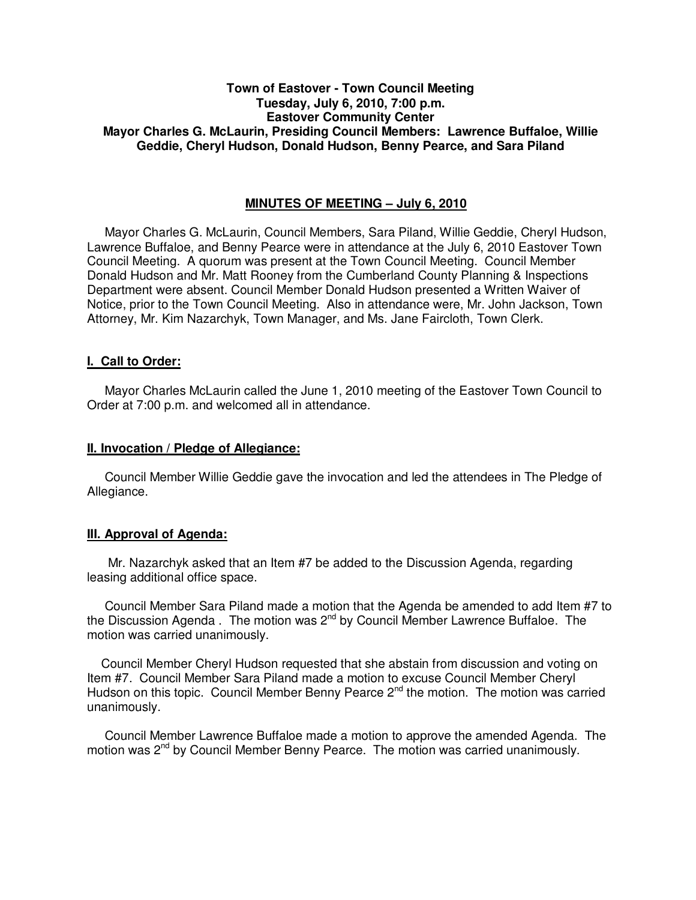**Town of Eastover - Town Council Meeting**
**Tuesday, July 6, 2010, 7:00 p.m.**
**Eastover Community Center**
**Mayor Charles G. McLaurin, Presiding Council Members: Lawrence Buffaloe, Willie Geddie, Cheryl Hudson, Donald Hudson, Benny Pearce, and Sara Piland**

## MINUTES OF MEETING – July 6, 2010

Mayor Charles G. McLaurin, Council Members, Sara Piland, Willie Geddie, Cheryl Hudson, Lawrence Buffaloe, and Benny Pearce were in attendance at the July 6, 2010 Eastover Town Council Meeting. A quorum was present at the Town Council Meeting. Council Member Donald Hudson and Mr. Matt Rooney from the Cumberland County Planning & Inspections Department were absent. Council Member Donald Hudson presented a Written Waiver of Notice, prior to the Town Council Meeting. Also in attendance were, Mr. John Jackson, Town Attorney, Mr. Kim Nazarchyk, Town Manager, and Ms. Jane Faircloth, Town Clerk.

### I. Call to Order:

Mayor Charles McLaurin called the June 1, 2010 meeting of the Eastover Town Council to Order at 7:00 p.m. and welcomed all in attendance.

### II. Invocation / Pledge of Allegiance:

Council Member Willie Geddie gave the invocation and led the attendees in The Pledge of Allegiance.

### III. Approval of Agenda:

Mr. Nazarchyk asked that an Item #7 be added to the Discussion Agenda, regarding leasing additional office space.

Council Member Sara Piland made a motion that the Agenda be amended to add Item #7 to the Discussion Agenda . The motion was 2nd by Council Member Lawrence Buffaloe. The motion was carried unanimously.

Council Member Cheryl Hudson requested that she abstain from discussion and voting on Item #7. Council Member Sara Piland made a motion to excuse Council Member Cheryl Hudson on this topic. Council Member Benny Pearce 2nd the motion. The motion was carried unanimously.

Council Member Lawrence Buffaloe made a motion to approve the amended Agenda. The motion was 2nd by Council Member Benny Pearce. The motion was carried unanimously.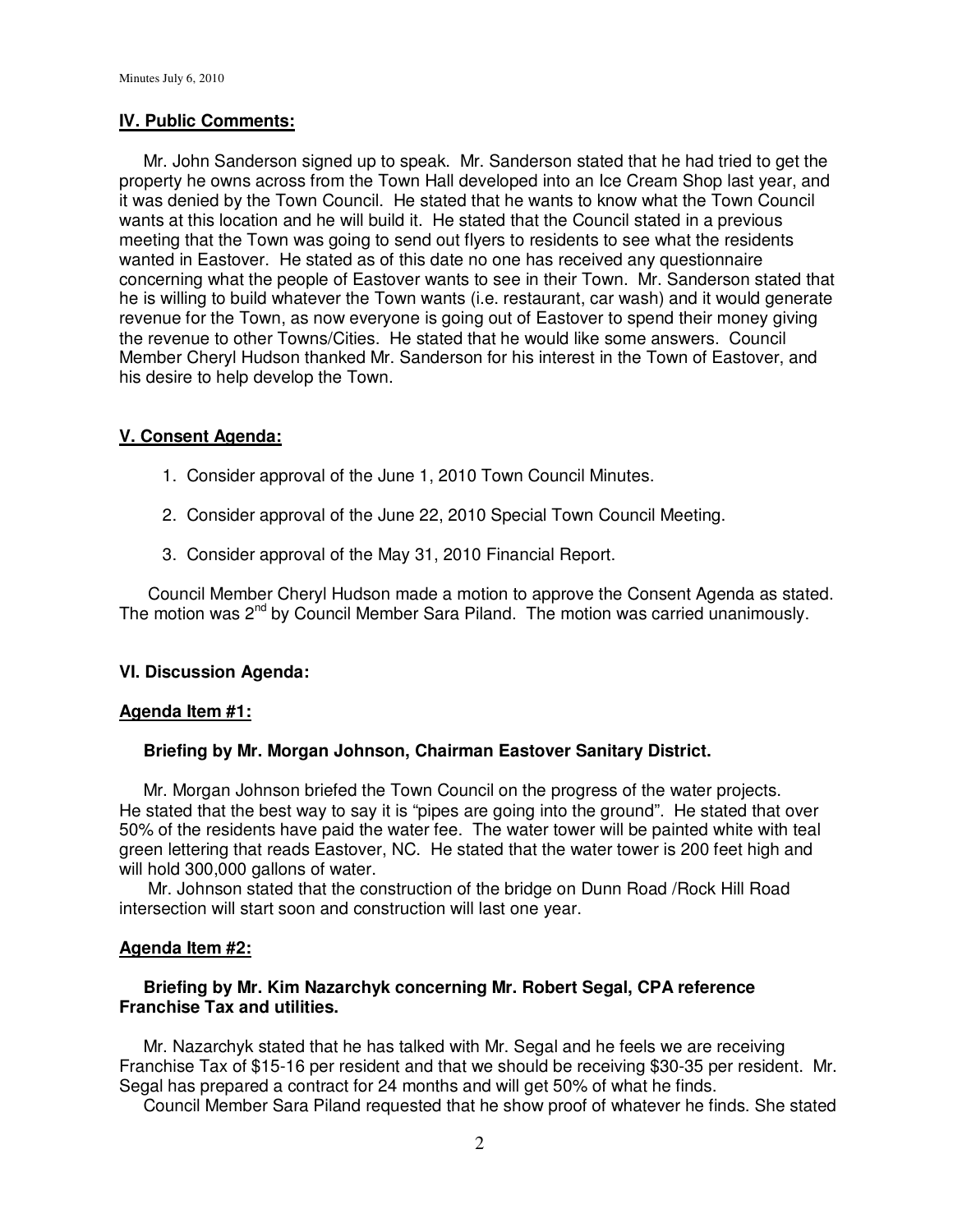## IV. Public Comments:

Mr. John Sanderson signed up to speak. Mr. Sanderson stated that he had tried to get the property he owns across from the Town Hall developed into an Ice Cream Shop last year, and it was denied by the Town Council. He stated that he wants to know what the Town Council wants at this location and he will build it. He stated that the Council stated in a previous meeting that the Town was going to send out flyers to residents to see what the residents wanted in Eastover. He stated as of this date no one has received any questionnaire concerning what the people of Eastover wants to see in their Town. Mr. Sanderson stated that he is willing to build whatever the Town wants (i.e. restaurant, car wash) and it would generate revenue for the Town, as now everyone is going out of Eastover to spend their money giving the revenue to other Towns/Cities. He stated that he would like some answers. Council Member Cheryl Hudson thanked Mr. Sanderson for his interest in the Town of Eastover, and his desire to help develop the Town.

## V. Consent Agenda:

1. Consider approval of the June 1, 2010 Town Council Minutes.
2. Consider approval of the June 22, 2010 Special Town Council Meeting.
3. Consider approval of the May 31, 2010 Financial Report.

Council Member Cheryl Hudson made a motion to approve the Consent Agenda as stated. The motion was 2nd by Council Member Sara Piland. The motion was carried unanimously.

## VI. Discussion Agenda:

### Agenda Item #1:

**Briefing by Mr. Morgan Johnson, Chairman Eastover Sanitary District.**

Mr. Morgan Johnson briefed the Town Council on the progress of the water projects. He stated that the best way to say it is "pipes are going into the ground". He stated that over 50% of the residents have paid the water fee. The water tower will be painted white with teal green lettering that reads Eastover, NC. He stated that the water tower is 200 feet high and will hold 300,000 gallons of water.

Mr. Johnson stated that the construction of the bridge on Dunn Road /Rock Hill Road intersection will start soon and construction will last one year.

### Agenda Item #2:

**Briefing by Mr. Kim Nazarchyk concerning Mr. Robert Segal, CPA reference Franchise Tax and utilities.**

Mr. Nazarchyk stated that he has talked with Mr. Segal and he feels we are receiving Franchise Tax of $15-16 per resident and that we should be receiving $30-35 per resident. Mr. Segal has prepared a contract for 24 months and will get 50% of what he finds.

Council Member Sara Piland requested that he show proof of whatever he finds. She stated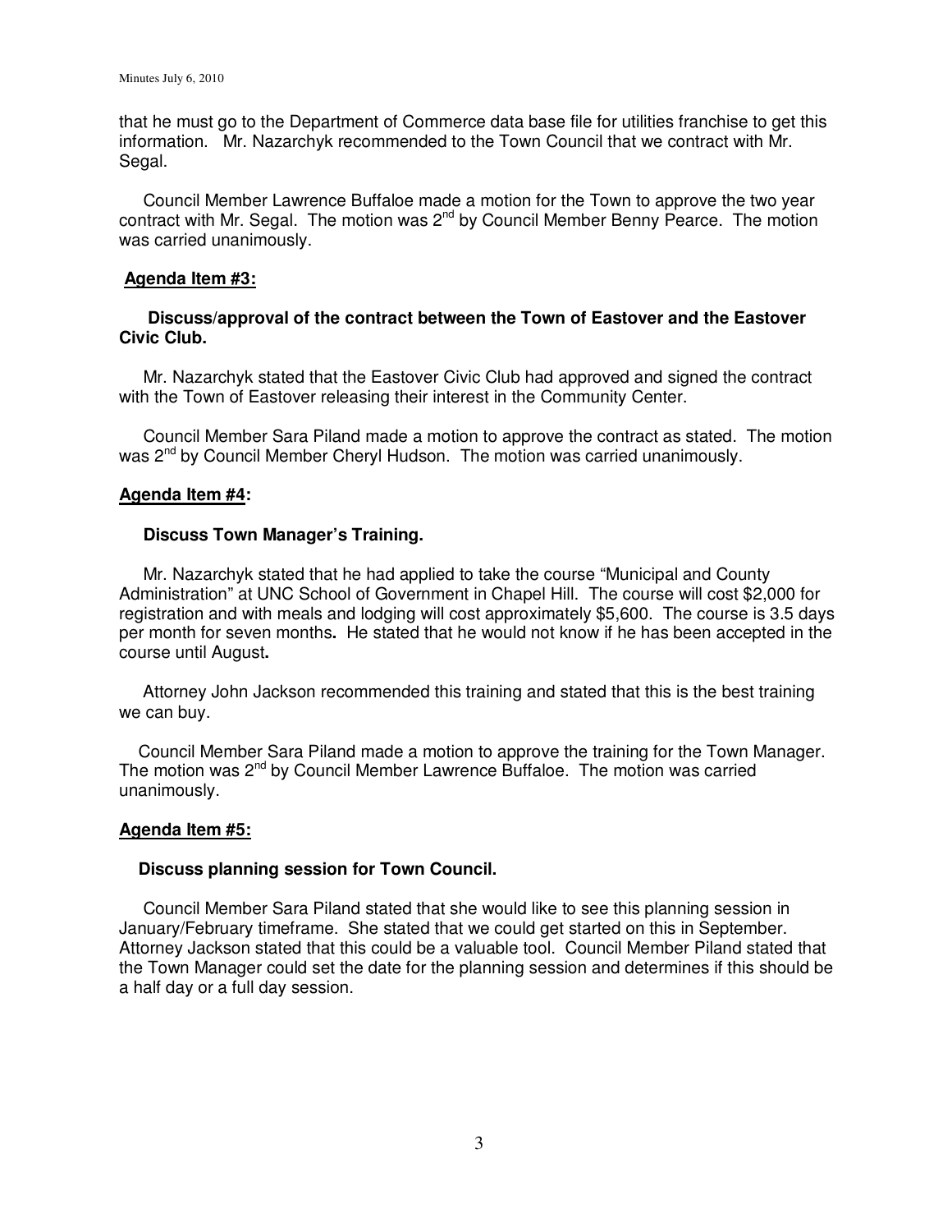that he must go to the Department of Commerce data base file for utilities franchise to get this information. Mr. Nazarchyk recommended to the Town Council that we contract with Mr. Segal.

Council Member Lawrence Buffaloe made a motion for the Town to approve the two year contract with Mr. Segal. The motion was 2nd by Council Member Benny Pearce. The motion was carried unanimously.

**Agenda Item #3:**

**Discuss/approval of the contract between the Town of Eastover and the Eastover Civic Club.**

Mr. Nazarchyk stated that the Eastover Civic Club had approved and signed the contract with the Town of Eastover releasing their interest in the Community Center.

Council Member Sara Piland made a motion to approve the contract as stated. The motion was 2nd by Council Member Cheryl Hudson. The motion was carried unanimously.

**Agenda Item #4:**

**Discuss Town Manager's Training.**

Mr. Nazarchyk stated that he had applied to take the course "Municipal and County Administration" at UNC School of Government in Chapel Hill. The course will cost $2,000 for registration and with meals and lodging will cost approximately $5,600. The course is 3.5 days per month for seven months. He stated that he would not know if he has been accepted in the course until August.

Attorney John Jackson recommended this training and stated that this is the best training we can buy.

Council Member Sara Piland made a motion to approve the training for the Town Manager. The motion was 2nd by Council Member Lawrence Buffaloe. The motion was carried unanimously.

**Agenda Item #5:**

**Discuss planning session for Town Council.**

Council Member Sara Piland stated that she would like to see this planning session in January/February timeframe. She stated that we could get started on this in September. Attorney Jackson stated that this could be a valuable tool. Council Member Piland stated that the Town Manager could set the date for the planning session and determines if this should be a half day or a full day session.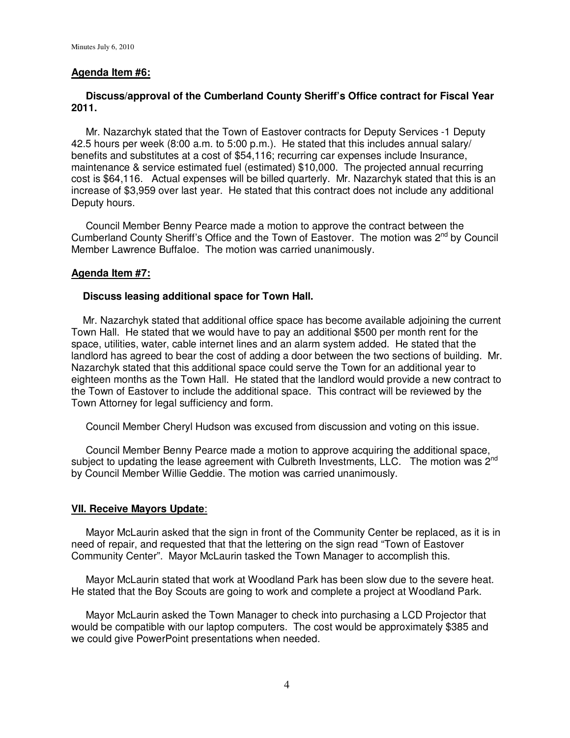**Agenda Item #6:**

**Discuss/approval of the Cumberland County Sheriff's Office contract for Fiscal Year 2011.**

Mr. Nazarchyk stated that the Town of Eastover contracts for Deputy Services -1 Deputy 42.5 hours per week (8:00 a.m. to 5:00 p.m.). He stated that this includes annual salary/ benefits and substitutes at a cost of $54,116; recurring car expenses include Insurance, maintenance & service estimated fuel (estimated) $10,000. The projected annual recurring cost is $64,116. Actual expenses will be billed quarterly. Mr. Nazarchyk stated that this is an increase of $3,959 over last year. He stated that this contract does not include any additional Deputy hours.

Council Member Benny Pearce made a motion to approve the contract between the Cumberland County Sheriff's Office and the Town of Eastover. The motion was 2nd by Council Member Lawrence Buffaloe. The motion was carried unanimously.

**Agenda Item #7:**

**Discuss leasing additional space for Town Hall.**

Mr. Nazarchyk stated that additional office space has become available adjoining the current Town Hall. He stated that we would have to pay an additional $500 per month rent for the space, utilities, water, cable internet lines and an alarm system added. He stated that the landlord has agreed to bear the cost of adding a door between the two sections of building. Mr. Nazarchyk stated that this additional space could serve the Town for an additional year to eighteen months as the Town Hall. He stated that the landlord would provide a new contract to the Town of Eastover to include the additional space. This contract will be reviewed by the Town Attorney for legal sufficiency and form.

Council Member Cheryl Hudson was excused from discussion and voting on this issue.

Council Member Benny Pearce made a motion to approve acquiring the additional space, subject to updating the lease agreement with Culbreth Investments, LLC. The motion was 2nd by Council Member Willie Geddie. The motion was carried unanimously.

**VII. Receive Mayors Update:**

Mayor McLaurin asked that the sign in front of the Community Center be replaced, as it is in need of repair, and requested that that the lettering on the sign read "Town of Eastover Community Center". Mayor McLaurin tasked the Town Manager to accomplish this.

Mayor McLaurin stated that work at Woodland Park has been slow due to the severe heat. He stated that the Boy Scouts are going to work and complete a project at Woodland Park.

Mayor McLaurin asked the Town Manager to check into purchasing a LCD Projector that would be compatible with our laptop computers. The cost would be approximately $385 and we could give PowerPoint presentations when needed.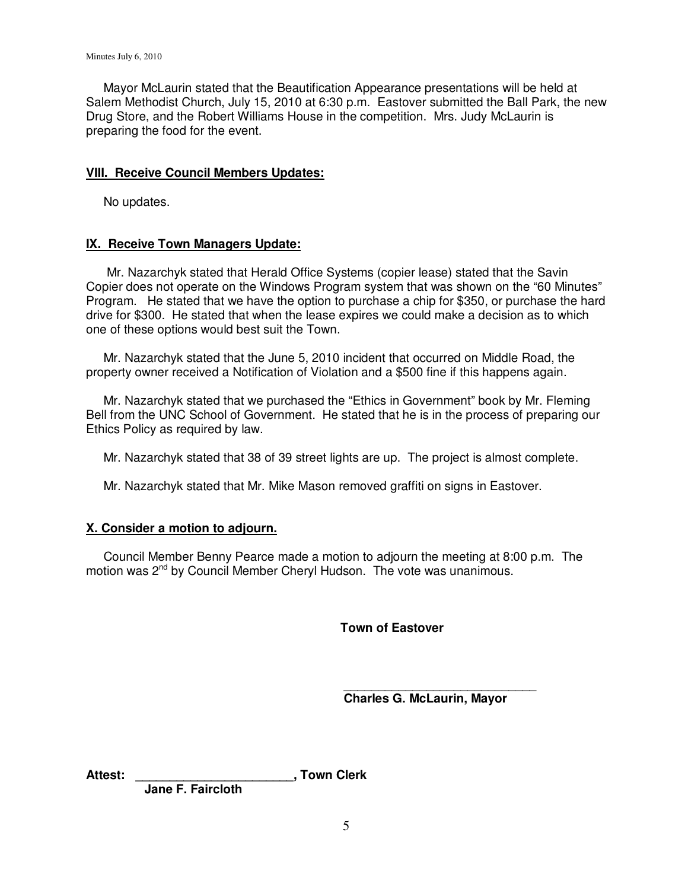Mayor McLaurin stated that the Beautification Appearance presentations will be held at Salem Methodist Church, July 15, 2010 at 6:30 p.m. Eastover submitted the Ball Park, the new Drug Store, and the Robert Williams House in the competition. Mrs. Judy McLaurin is preparing the food for the event.

**VIII. Receive Council Members Updates:**

No updates.

**IX. Receive Town Managers Update:**

Mr. Nazarchyk stated that Herald Office Systems (copier lease) stated that the Savin Copier does not operate on the Windows Program system that was shown on the "60 Minutes" Program. He stated that we have the option to purchase a chip for $350, or purchase the hard drive for $300. He stated that when the lease expires we could make a decision as to which one of these options would best suit the Town.

Mr. Nazarchyk stated that the June 5, 2010 incident that occurred on Middle Road, the property owner received a Notification of Violation and a $500 fine if this happens again.

Mr. Nazarchyk stated that we purchased the "Ethics in Government" book by Mr. Fleming Bell from the UNC School of Government. He stated that he is in the process of preparing our Ethics Policy as required by law.

Mr. Nazarchyk stated that 38 of 39 street lights are up. The project is almost complete.

Mr. Nazarchyk stated that Mr. Mike Mason removed graffiti on signs in Eastover.

**X. Consider a motion to adjourn.**

Council Member Benny Pearce made a motion to adjourn the meeting at 8:00 p.m. The motion was 2nd by Council Member Cheryl Hudson. The vote was unanimous.

**Town of Eastover**

\_\_\_\_\_\_\_\_\_\_\_\_\_\_\_\_\_\_\_\_\_\_\_\_\_\_\_\_\_\_
**Charles G. McLaurin, Mayor**

**Attest: \_\_\_\_\_\_\_\_\_\_\_\_\_\_\_\_\_\_\_\_\_\_\_\_, Town Clerk**
**Jane F. Faircloth**